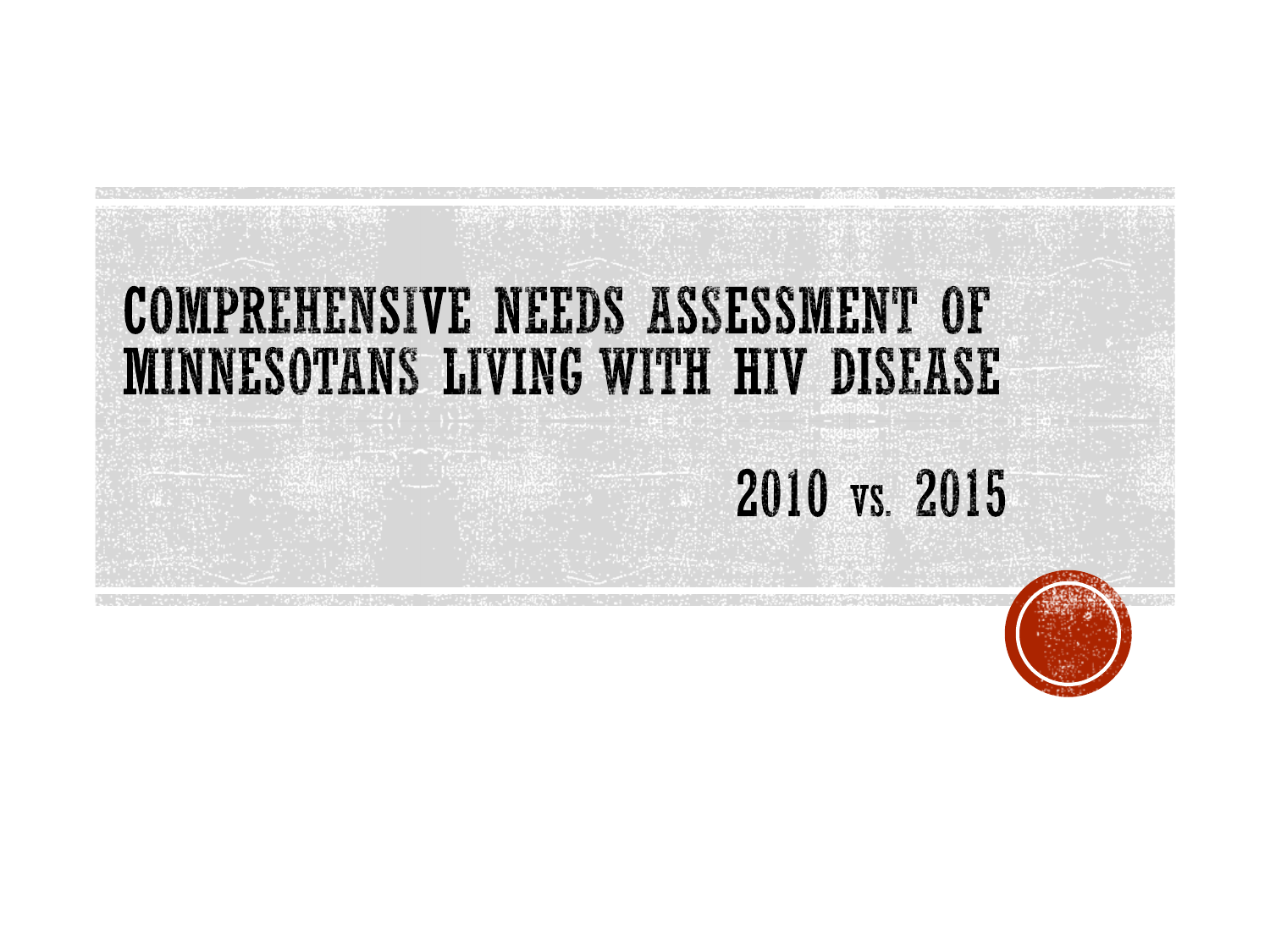# COMPREHENSIVE NEEDS ASSESSMENT OF MINNESOTANS LIVING WITH HIV DISEASE

## 2010 vs. 2015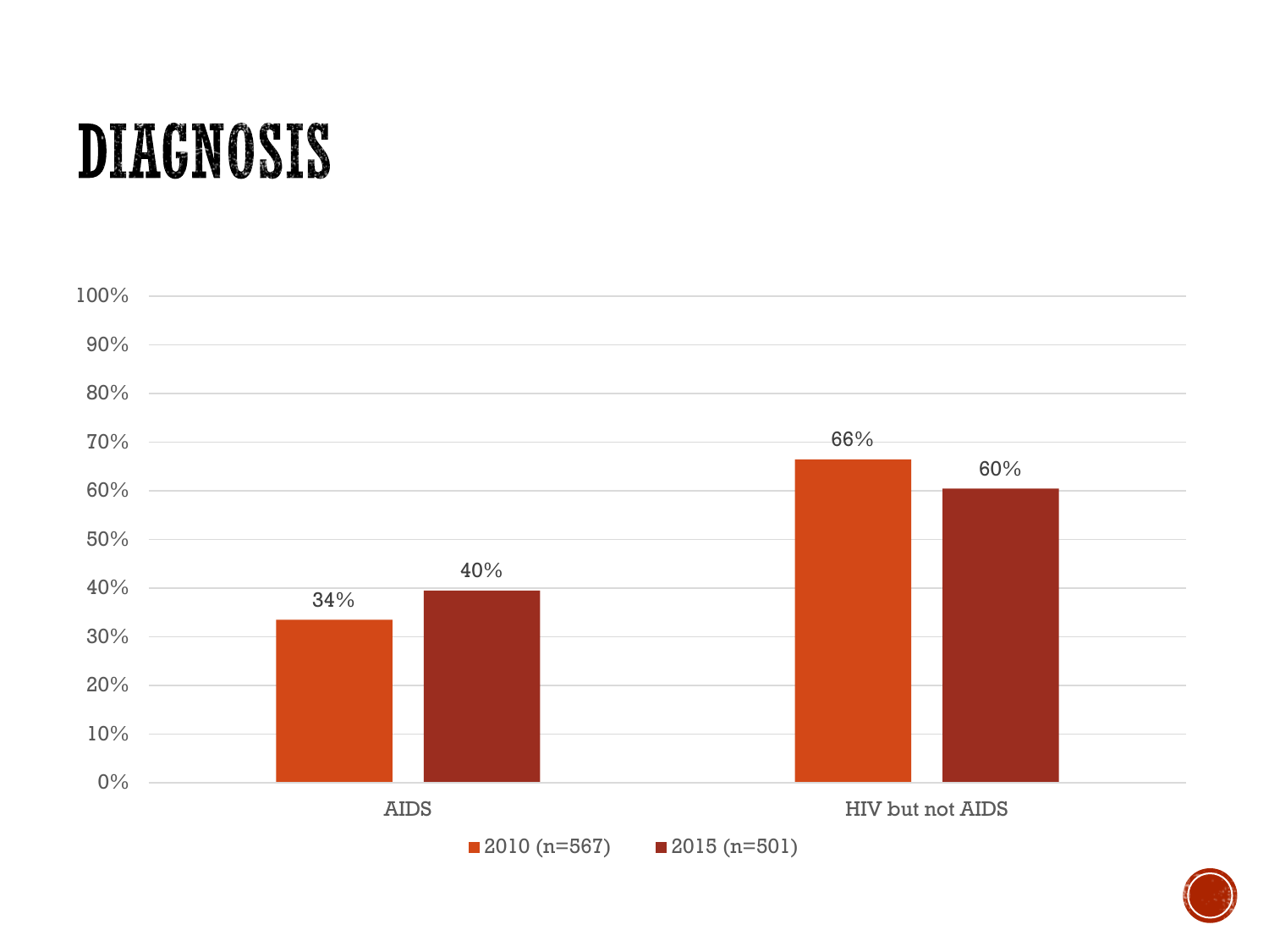# DIAGNOSIS

| | 2010 (n=567) | 2015 (n=501) |
|---|---|---|
| AIDS | 34% | 40% |
| HIV but not AIDS | 66% | 60% |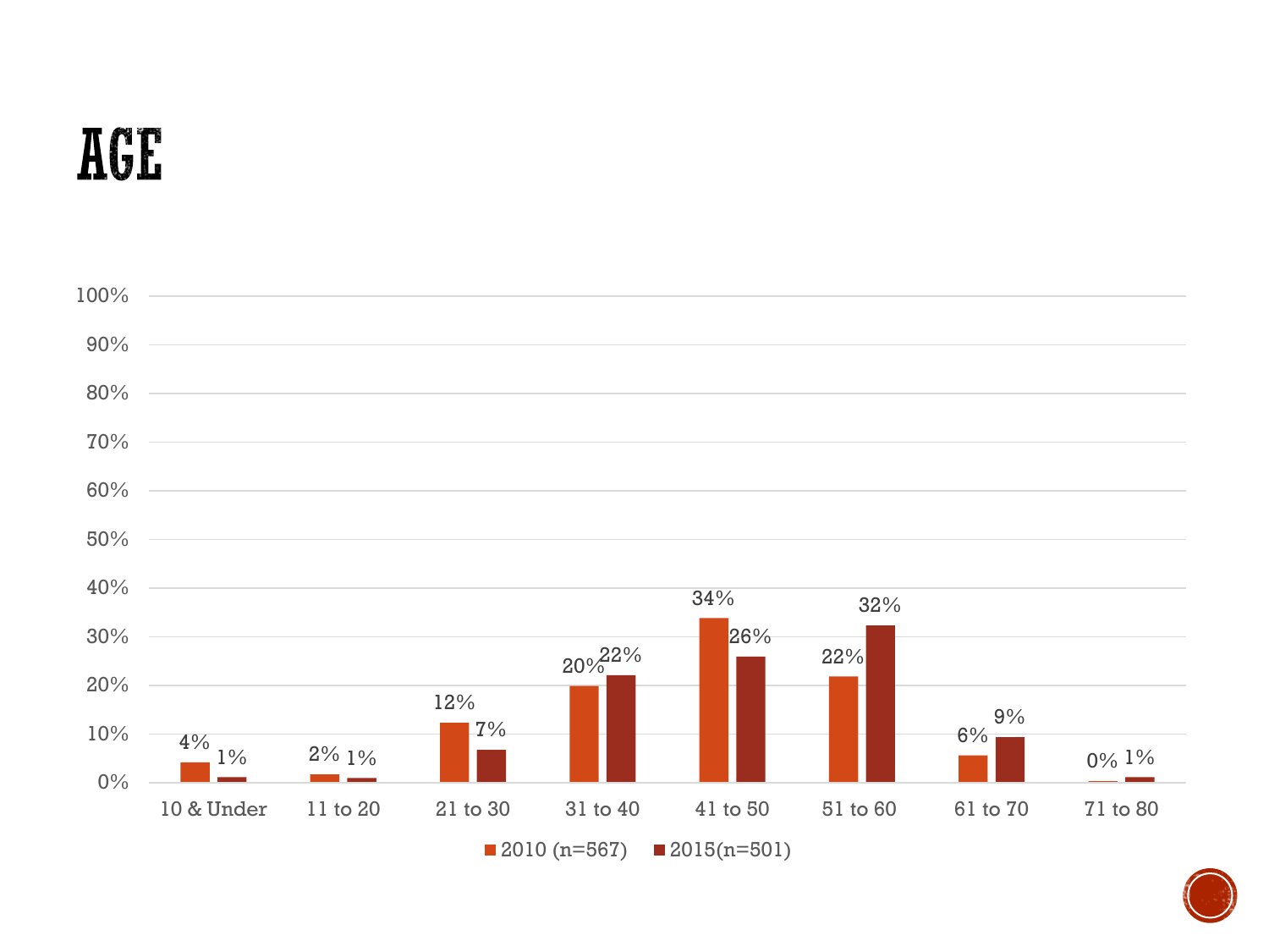# AGE

| Age | 2010 (n=567) | 2015(n=501) |
| --- | --- | --- |
| 10 & Under | 4% | 1% |
| 11 to 20 | 2% | 1% |
| 21 to 30 | 12% | 7% |
| 31 to 40 | 20% | 22% |
| 41 to 50 | 34% | 26% |
| 51 to 60 | 22% | 32% |
| 61 to 70 | 6% | 9% |
| 71 to 80 | 0% | 1% |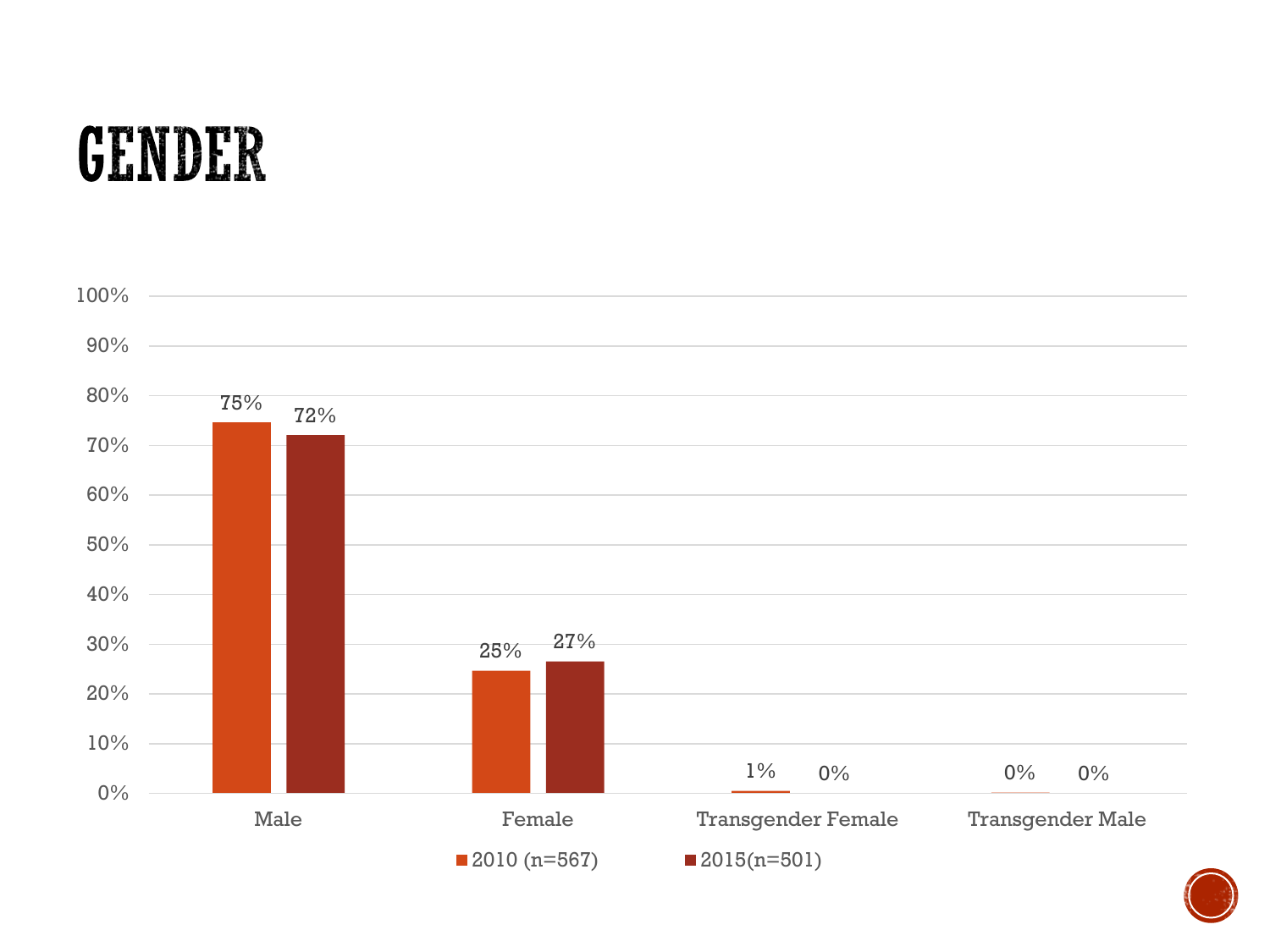# GENDER

| | 2010 (n=567) | 2015(n=501) |
|---|---|---|
| Male | 75% | 72% |
| Female | 25% | 27% |
| Transgender Female | 1% | 0% |
| Transgender Male | 0% | 0% |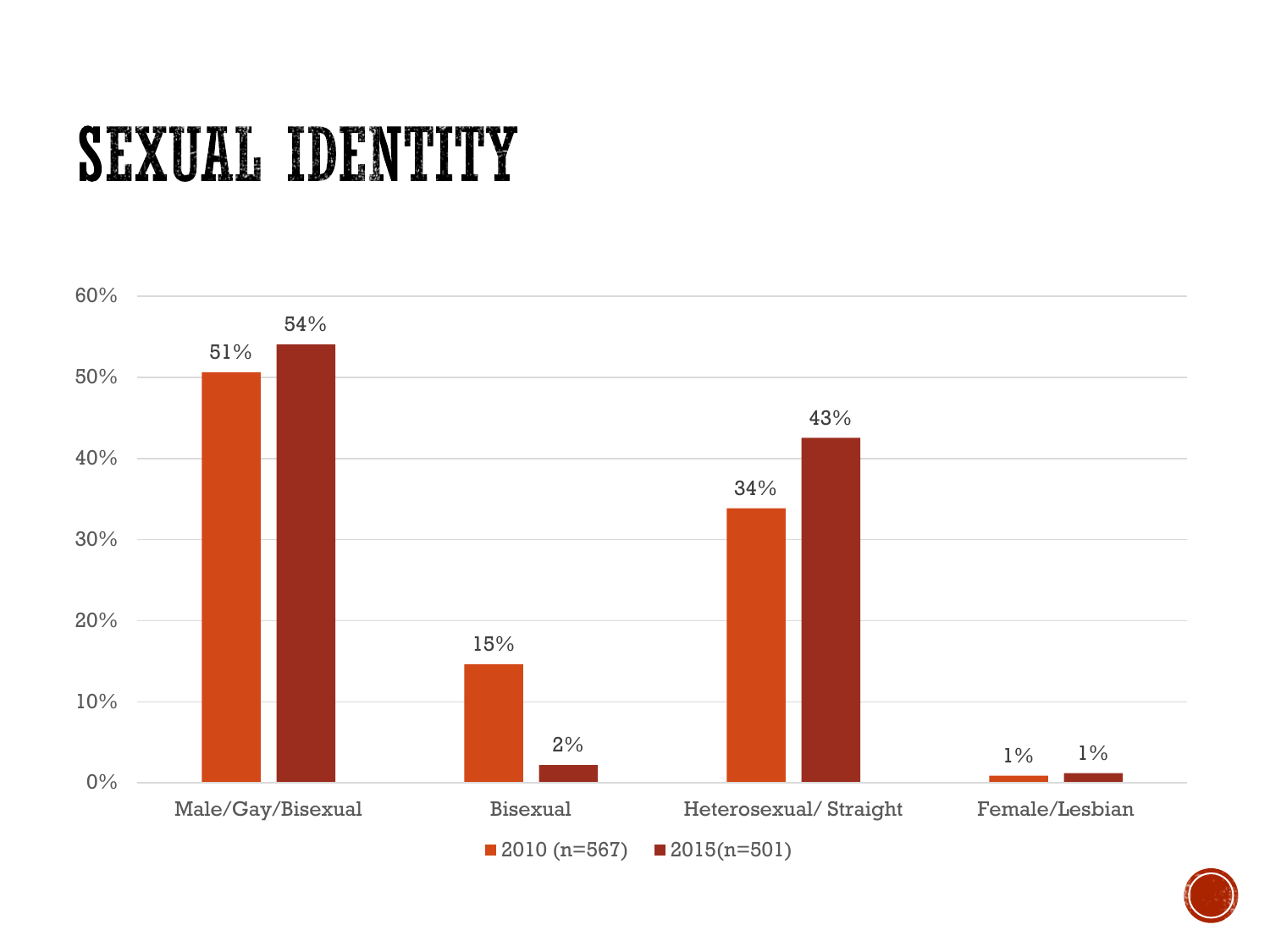# SEXUAL IDENTITY

| | 2010 (n=567) | 2015(n=501) |
|---|---|---|
| Male/Gay/Bisexual | 51% | 54% |
| Bisexual | 15% | 2% |
| Heterosexual/ Straight | 34% | 43% |
| Female/Lesbian | 1% | 1% |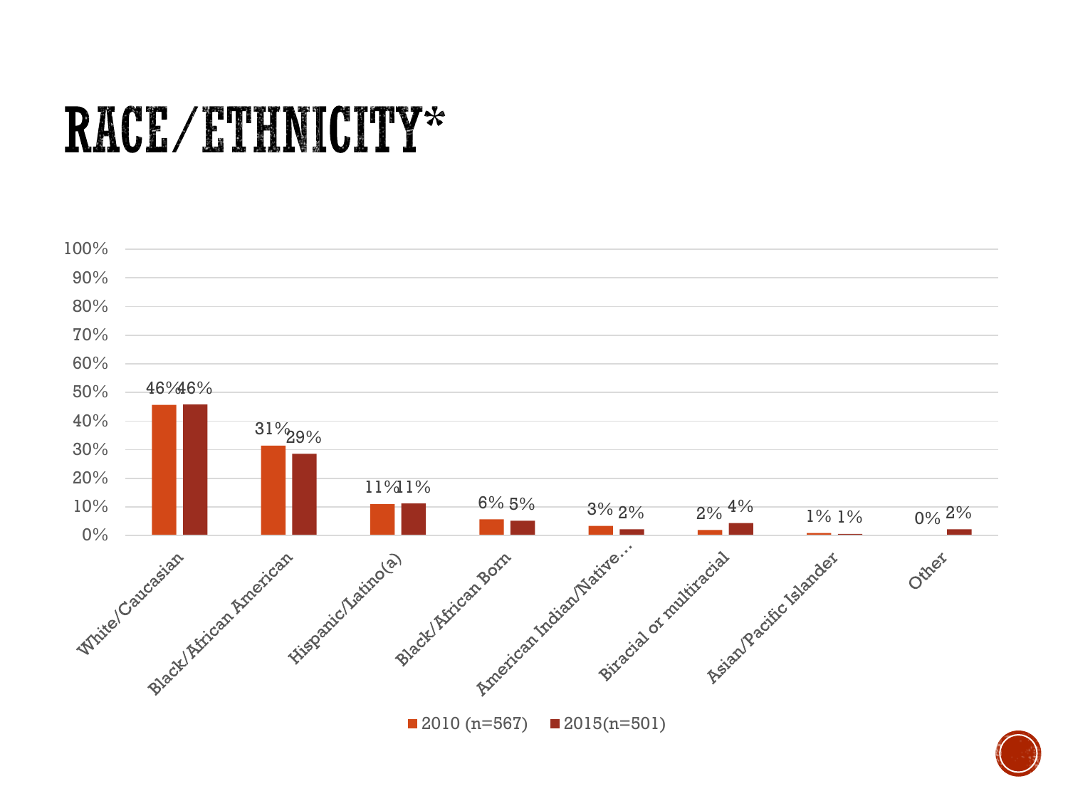# RACE/ETHNICITY*

| Race/Ethnicity | 2010 (n=567) | 2015(n=501) |
| --- | --- | --- |
| White/Caucasian | 46% | 46% |
| Black/African American | 31% | 29% |
| Hispanic/Latino(a) | 11% | 11% |
| Black/African Born | 6% | 5% |
| American Indian/Native... | 3% | 2% |
| Biracial or multiracial | 2% | 4% |
| Asian/Pacific Islander | 1% | 1% |
| Other | 0% | 2% |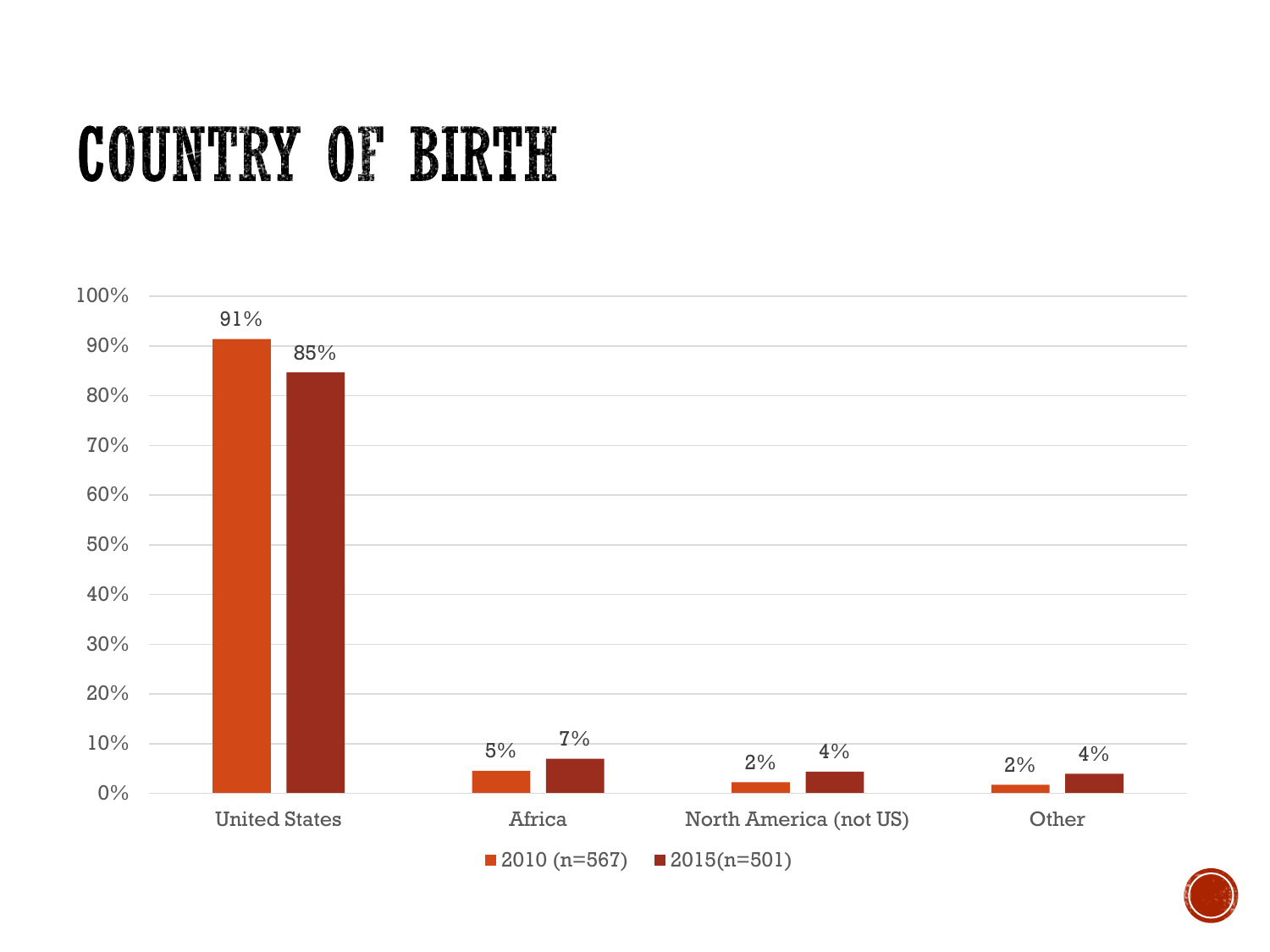# COUNTRY OF BIRTH

| | 2010 (n=567) | 2015(n=501) |
|---|---|---|
| United States | 91% | 85% |
| Africa | 5% | 7% |
| North America (not US) | 2% | 4% |
| Other | 2% | 4% |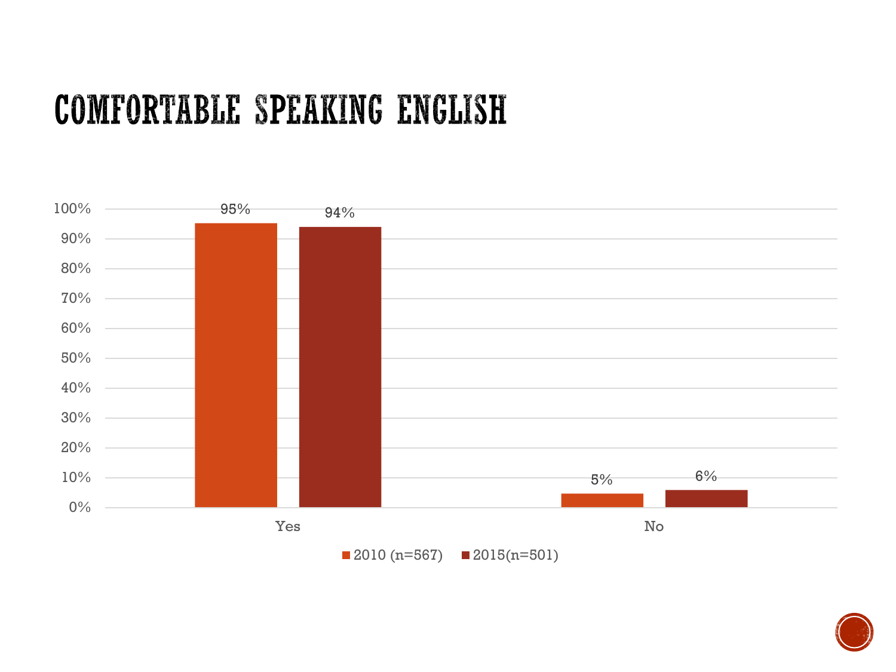# COMFORTABLE SPEAKING ENGLISH

| | 2010 (n=567) | 2015(n=501) |
|---|---|---|
| Yes | 95% | 94% |
| No | 5% | 6% |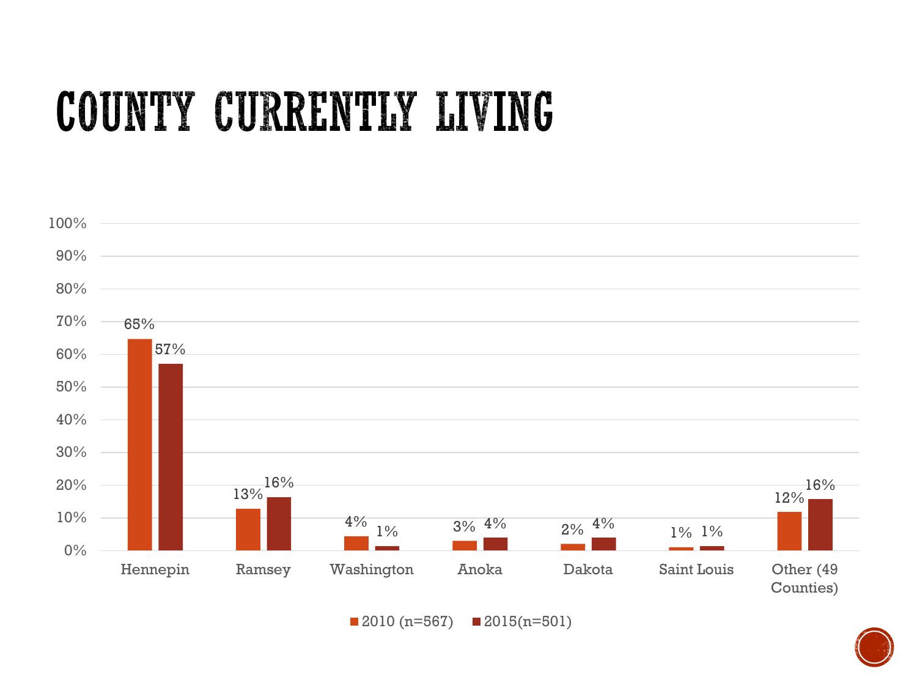# COUNTY CURRENTLY LIVING

| County | 2010 (n=567) | 2015(n=501) |
|---|---|---|
| Hennepin | 65% | 57% |
| Ramsey | 13% | 16% |
| Washington | 4% | 1% |
| Anoka | 3% | 4% |
| Dakota | 2% | 4% |
| Saint Louis | 1% | 1% |
| Other (49 Counties) | 12% | 16% |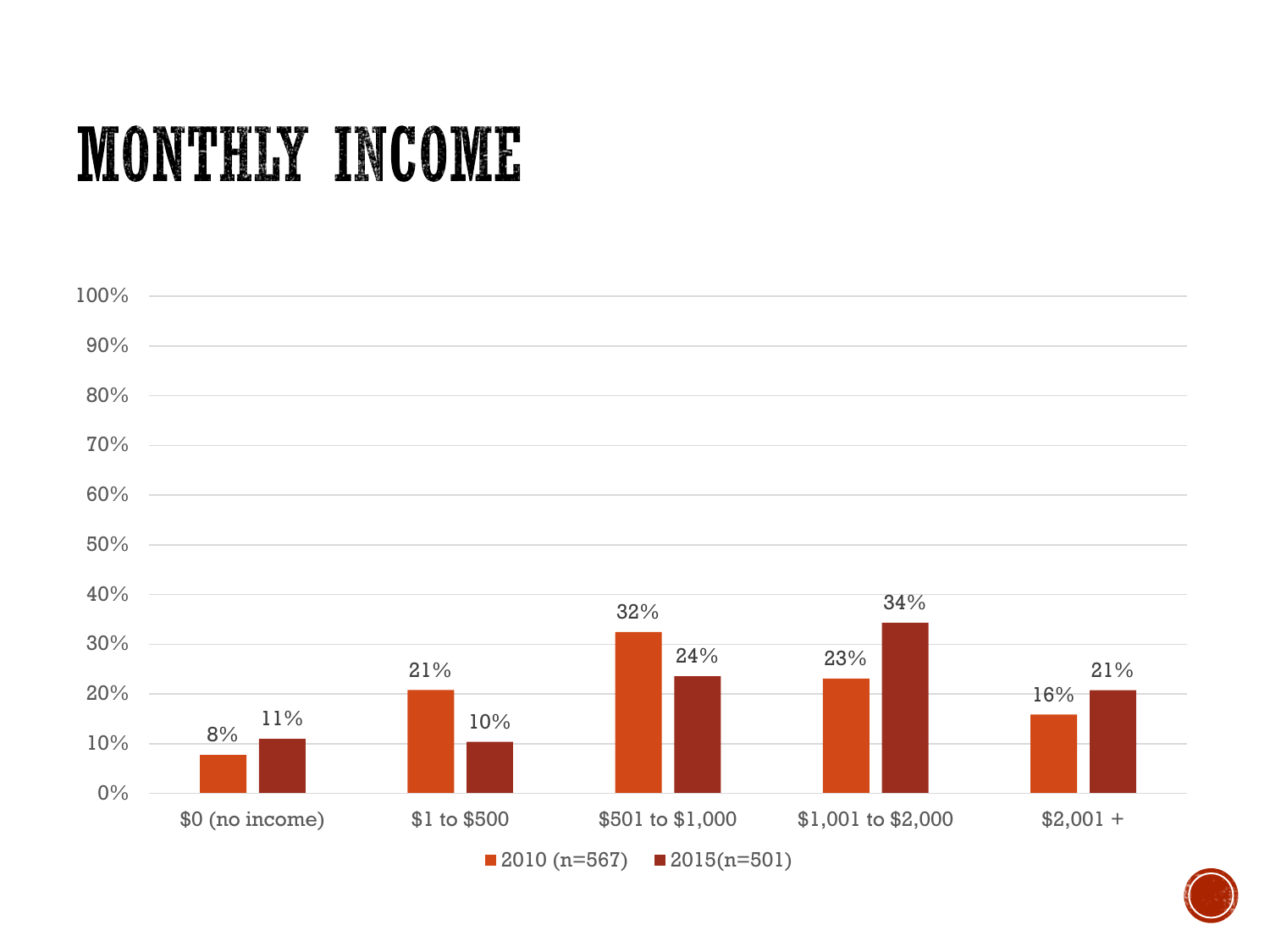# MONTHLY INCOME

| Monthly Income | 2010 (n=567) | 2015(n=501) |
|---|---|---|
| $0 (no income) | 8% | 11% |
| $1 to $500 | 21% | 10% |
| $501 to $1,000 | 32% | 24% |
| $1,001 to $2,000 | 23% | 34% |
| $2,001 + | 16% | 21% |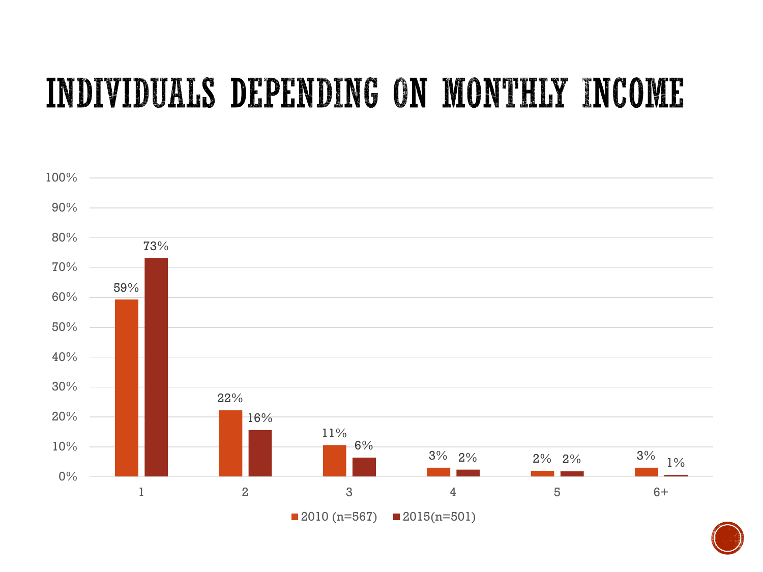# INDIVIDUALS DEPENDING ON MONTHLY INCOME

| Number of individuals | 2010 (n=567) | 2015(n=501) |
|---|---|---|
| 1 | 59% | 73% |
| 2 | 22% | 16% |
| 3 | 11% | 6% |
| 4 | 3% | 2% |
| 5 | 2% | 2% |
| 6+ | 3% | 1% |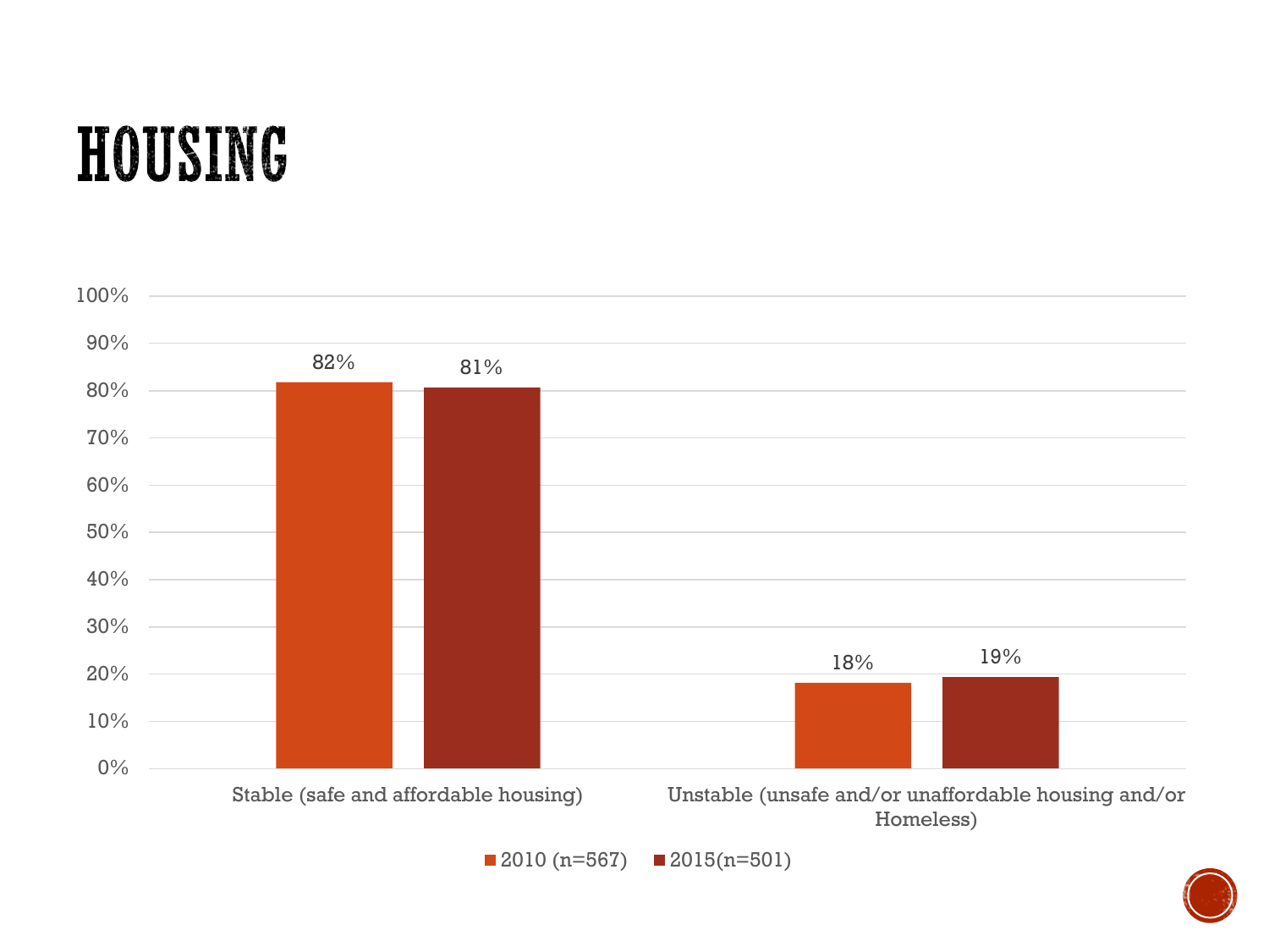# HOUSING

| | 2010 (n=567) | 2015(n=501) |
|---|---|---|
| Stable (safe and affordable housing) | 82% | 81% |
| Unstable (unsafe and/or unaffordable housing and/or Homeless) | 18% | 19% |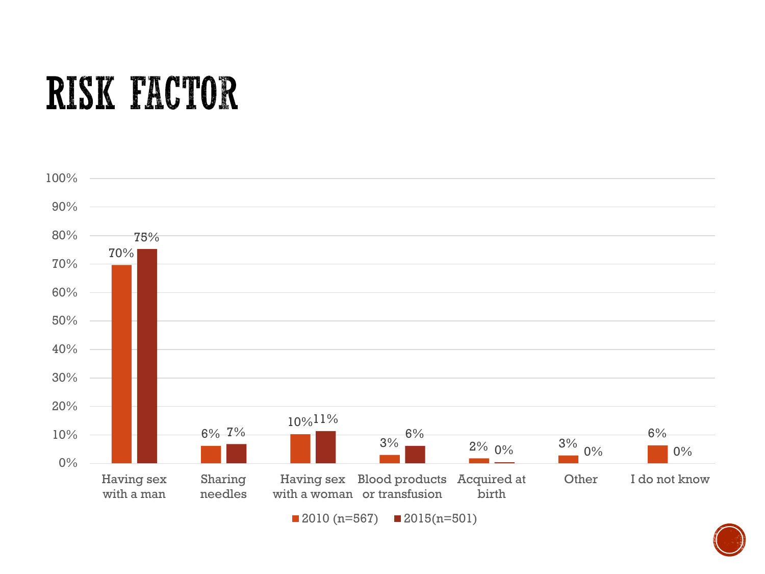# RISK FACTOR

| Risk factor | 2010 (n=567) | 2015(n=501) |
|---|---|---|
| Having sex with a man | 70% | 75% |
| Sharing needles | 6% | 7% |
| Having sex with a woman | 10% | 11% |
| Blood products or transfusion | 3% | 6% |
| Acquired at birth | 2% | 0% |
| Other | 3% | 0% |
| I do not know | 6% | 0% |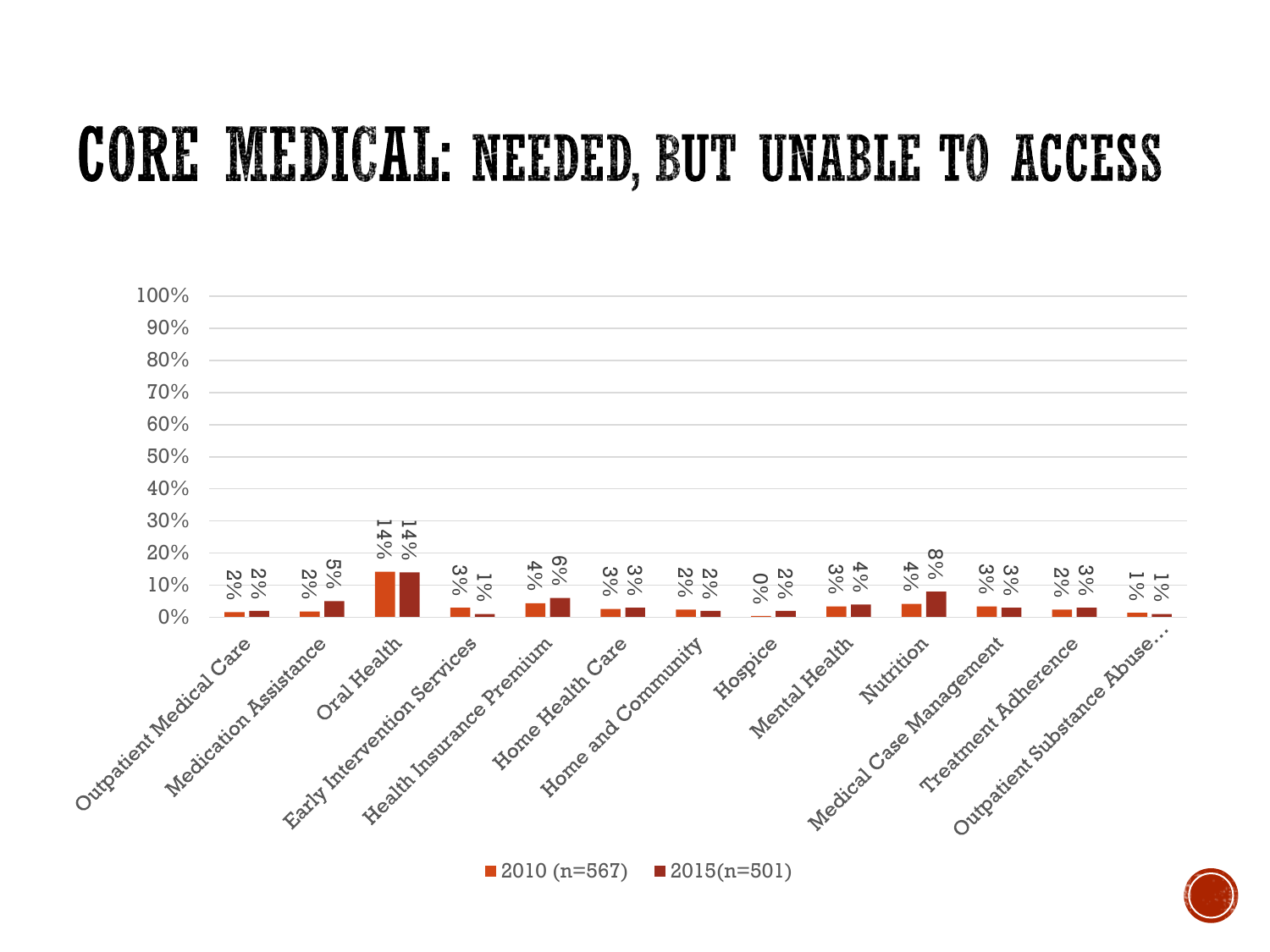# CORE MEDICAL: NEEDED, BUT UNABLE TO ACCESS

| Service | 2010 (n=567) | 2015(n=501) |
|---|---|---|
| Outpatient Medical Care | 2% | 2% |
| Medication Assistance | 2% | 5% |
| Oral Health | 14% | 14% |
| Early Intervention Services | 3% | 1% |
| Health Insurance Premium | 4% | 6% |
| Home Health Care | 3% | 3% |
| Home and Community | 2% | 2% |
| Hospice | 0% | 2% |
| Mental Health | 3% | 4% |
| Nutrition | 4% | 8% |
| Medical Case Management | 3% | 3% |
| Treatment Adherence | 2% | 3% |
| Outpatient Substance Abuse… | 1% | 1% |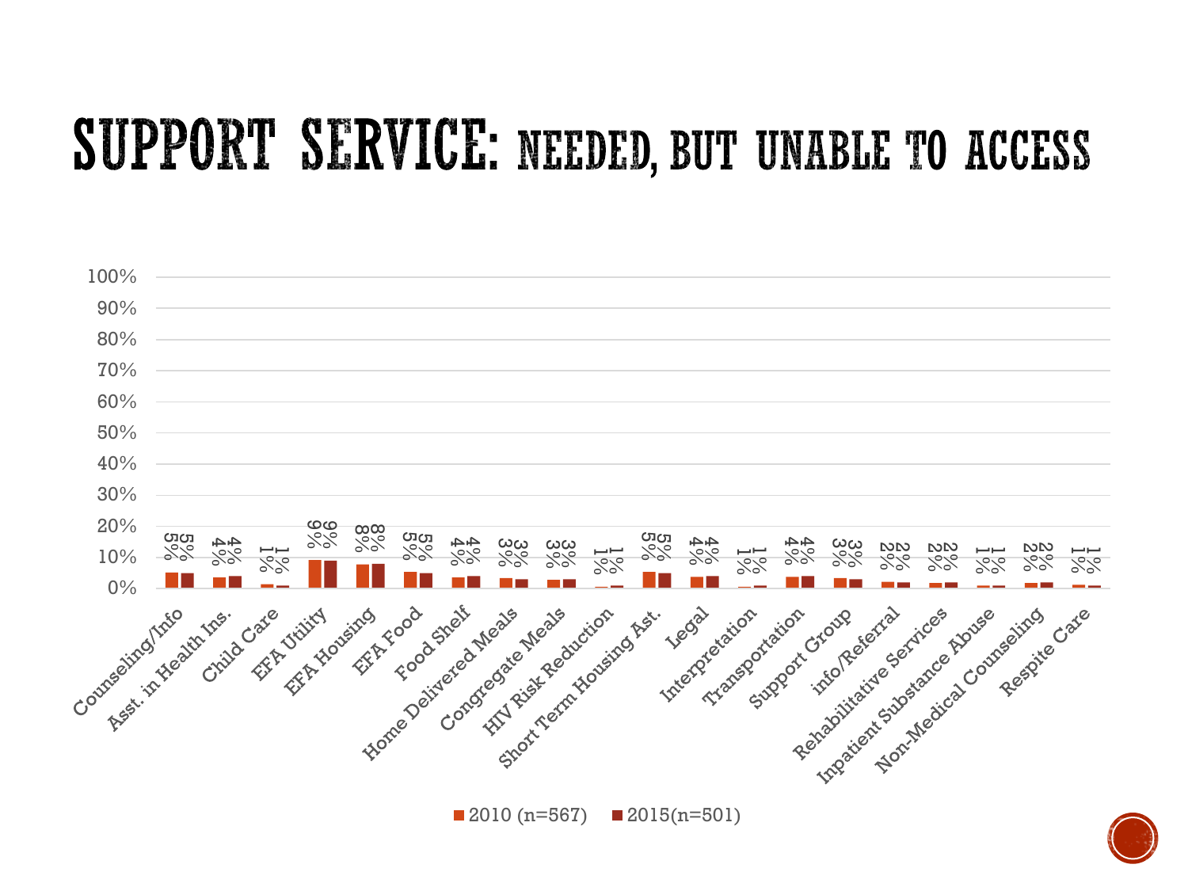# SUPPORT SERVICE: NEEDED, BUT UNABLE TO ACCESS

100%
90%
80%
70%
60%
50%
40%
30%
20%
10%
0%

Counseling/Info 5% 5%
Asst. in Health Ins. 4% 4%
Child Care 1% 1%
EFA Utility 9% 9%
EFA Housing 8% 8%
EFA Food 5% 5%
Food Shelf 4% 4%
Home Delivered Meals 3% 3%
Congregate Meals 3% 3%
HIV Risk Reduction 1% 1%
Short Term Housing Ast. 5% 5%
Legal 4% 4%
Interpretation 1% 1%
Transportation 4% 4%
Support Group 3% 3%
info/Referral 2% 2%
Rehabilitative Services 2% 2%
Inpatient Substance Abuse 1% 1%
Non-Medical Counseling 2% 2%
Respite Care 1% 1%

2010 (n=567) 2015(n=501)